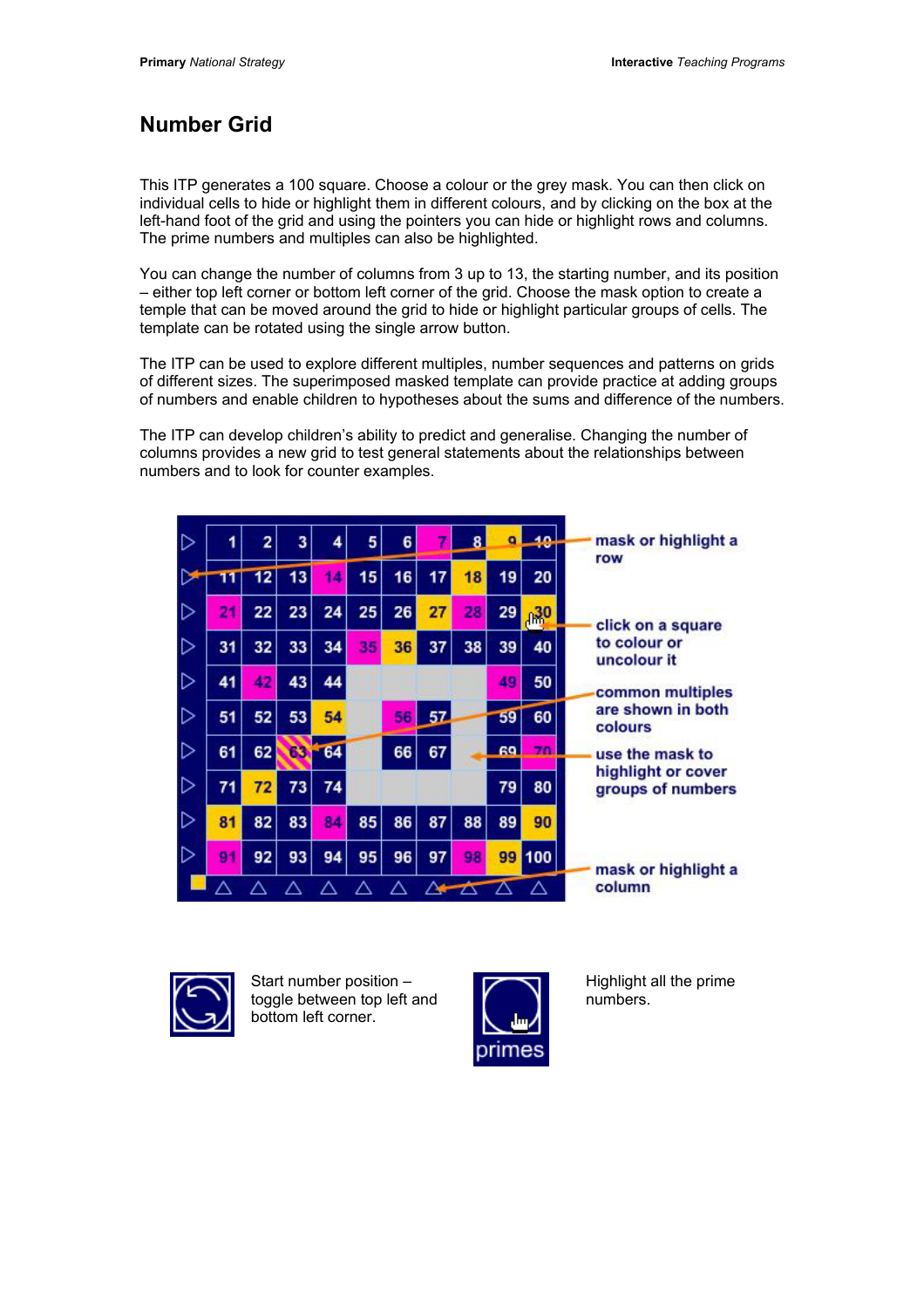# Number Grid

This ITP generates a 100 square. Choose a colour or the grey mask. You can then click on individual cells to hide or highlight them in different colours, and by clicking on the box at the left-hand foot of the grid and using the pointers you can hide or highlight rows and columns. The prime numbers and multiples can also be highlighted.

You can change the number of columns from 3 up to 13, the starting number, and its position – either top left corner or bottom left corner of the grid. Choose the mask option to create a temple that can be moved around the grid to hide or highlight particular groups of cells. The template can be rotated using the single arrow button.

The ITP can be used to explore different multiples, number sequences and patterns on grids of different sizes. The superimposed masked template can provide practice at adding groups of numbers and enable children to hypotheses about the sums and difference of the numbers.

The ITP can develop children's ability to predict and generalise. Changing the number of columns provides a new grid to test general statements about the relationships between numbers and to look for counter examples.

mask or highlight a row

click on a square to colour or uncolour it

common multiples are shown in both colours

use the mask to highlight or cover groups of numbers

mask or highlight a column

Start number position – toggle between top left and bottom left corner.

Highlight all the prime numbers.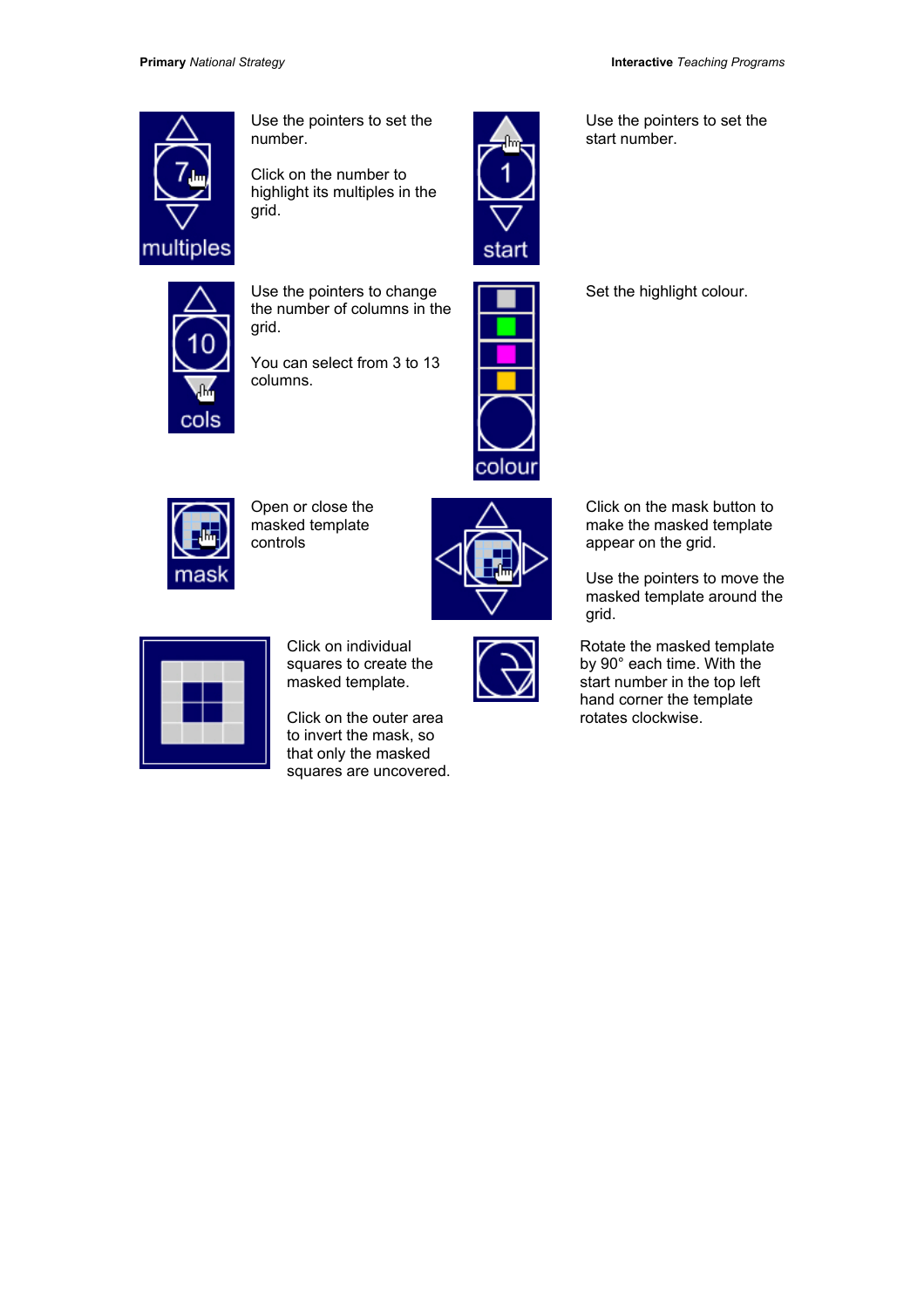Use the pointers to set the number.

Click on the number to highlight its multiples in the grid.

Use the pointers to set the start number.

Use the pointers to change the number of columns in the grid.

You can select from 3 to 13 columns.

Set the highlight colour.

Open or close the masked template controls

Click on the mask button to make the masked template appear on the grid.

Use the pointers to move the masked template around the grid.

Click on individual squares to create the masked template.

Click on the outer area to invert the mask, so that only the masked squares are uncovered.

Rotate the masked template by 90° each time. With the start number in the top left hand corner the template rotates clockwise.